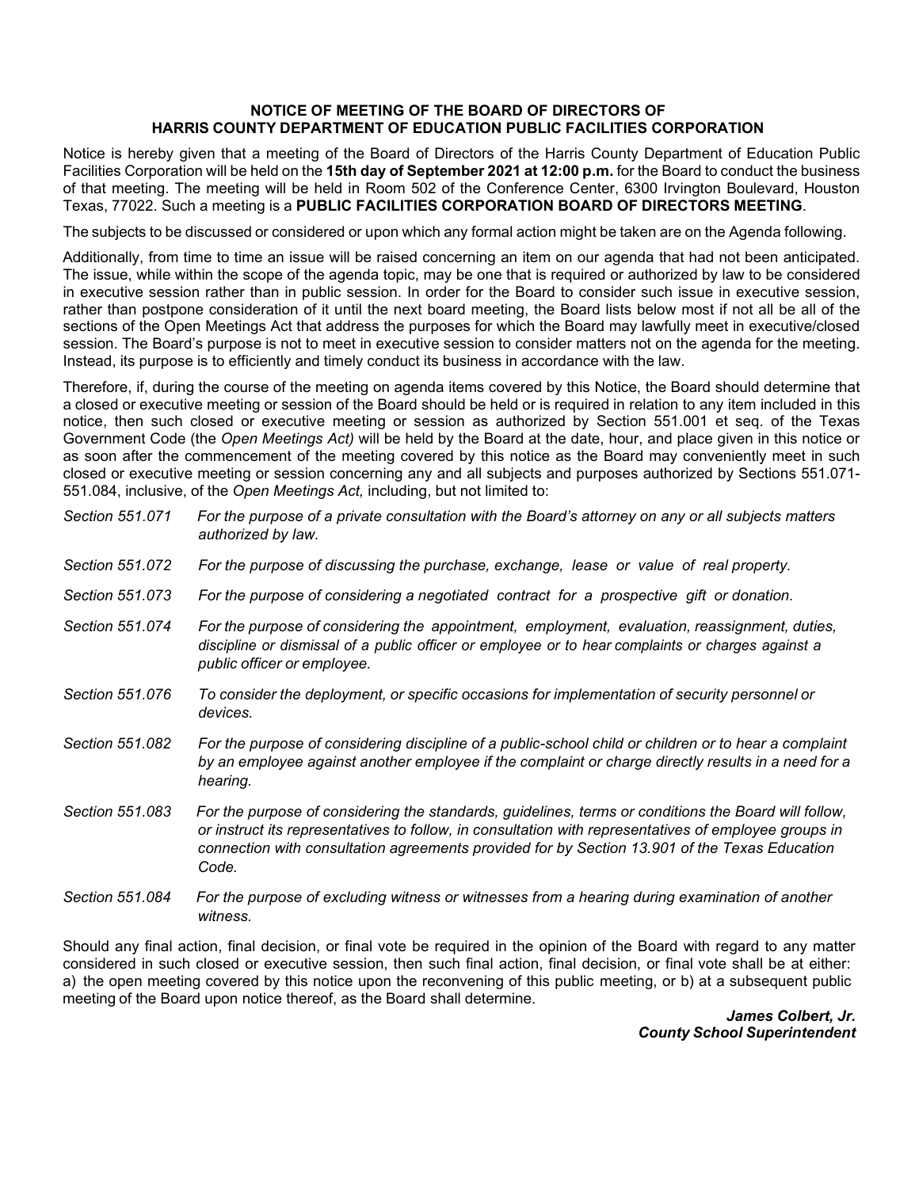**NOTICE OF MEETING OF THE BOARD OF DIRECTORS OF HARRIS COUNTY DEPARTMENT OF EDUCATION PUBLIC FACILITIES CORPORATION**

Notice is hereby given that a meeting of the Board of Directors of the Harris County Department of Education Public Facilities Corporation will be held on the **15th day of September 2021 at 12:00 p.m.** for the Board to conduct the business of that meeting. The meeting will be held in Room 502 of the Conference Center, 6300 Irvington Boulevard, Houston Texas, 77022. Such a meeting is a **PUBLIC FACILITIES CORPORATION BOARD OF DIRECTORS MEETING**.

The subjects to be discussed or considered or upon which any formal action might be taken are on the Agenda following.

Additionally, from time to time an issue will be raised concerning an item on our agenda that had not been anticipated. The issue, while within the scope of the agenda topic, may be one that is required or authorized by law to be considered in executive session rather than in public session. In order for the Board to consider such issue in executive session, rather than postpone consideration of it until the next board meeting, the Board lists below most if not all be all of the sections of the Open Meetings Act that address the purposes for which the Board may lawfully meet in executive/closed session. The Board's purpose is not to meet in executive session to consider matters not on the agenda for the meeting. Instead, its purpose is to efficiently and timely conduct its business in accordance with the law.

Therefore, if, during the course of the meeting on agenda items covered by this Notice, the Board should determine that a closed or executive meeting or session of the Board should be held or is required in relation to any item included in this notice, then such closed or executive meeting or session as authorized by Section 551.001 et seq. of the Texas Government Code (the *Open Meetings Act)* will be held by the Board at the date, hour, and place given in this notice or as soon after the commencement of the meeting covered by this notice as the Board may conveniently meet in such closed or executive meeting or session concerning any and all subjects and purposes authorized by Sections 551.071-551.084, inclusive, of the *Open Meetings Act,* including, but not limited to:

*Section 551.071* *For the purpose of a private consultation with the Board's attorney on any or all subjects matters authorized by law.*

*Section 551.072* *For the purpose of discussing the purchase, exchange, lease or value of real property.*

*Section 551.073* *For the purpose of considering a negotiated contract for a prospective gift or donation.*

*Section 551.074* *For the purpose of considering the appointment, employment, evaluation, reassignment, duties, discipline or dismissal of a public officer or employee or to hear complaints or charges against a public officer or employee.*

*Section 551.076* *To consider the deployment, or specific occasions for implementation of security personnel or devices.*

*Section 551.082* *For the purpose of considering discipline of a public-school child or children or to hear a complaint by an employee against another employee if the complaint or charge directly results in a need for a hearing.*

*Section 551.083* *For the purpose of considering the standards, guidelines, terms or conditions the Board will follow, or instruct its representatives to follow, in consultation with representatives of employee groups in connection with consultation agreements provided for by Section 13.901 of the Texas Education Code.*

*Section 551.084* *For the purpose of excluding witness or witnesses from a hearing during examination of another witness.*

Should any final action, final decision, or final vote be required in the opinion of the Board with regard to any matter considered in such closed or executive session, then such final action, final decision, or final vote shall be at either: a) the open meeting covered by this notice upon the reconvening of this public meeting, or b) at a subsequent public meeting of the Board upon notice thereof, as the Board shall determine.

***James Colbert, Jr.***
***County School Superintendent***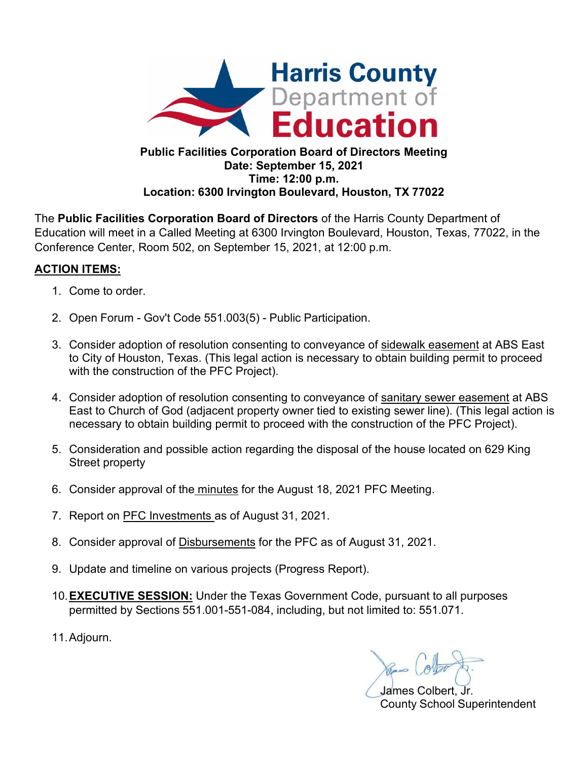# Harris County Department of Education

**Public Facilities Corporation Board of Directors Meeting**
**Date: September 15, 2021**
**Time: 12:00 p.m.**
**Location: 6300 Irvington Boulevard, Houston, TX 77022**

The **Public Facilities Corporation Board of Directors** of the Harris County Department of Education will meet in a Called Meeting at 6300 Irvington Boulevard, Houston, Texas, 77022, in the Conference Center, Room 502, on September 15, 2021, at 12:00 p.m.

## ACTION ITEMS:

1. Come to order.
2. Open Forum - Gov't Code 551.003(5) - Public Participation.
3. Consider adoption of resolution consenting to conveyance of sidewalk easement at ABS East to City of Houston, Texas. (This legal action is necessary to obtain building permit to proceed with the construction of the PFC Project).
4. Consider adoption of resolution consenting to conveyance of sanitary sewer easement at ABS East to Church of God (adjacent property owner tied to existing sewer line). (This legal action is necessary to obtain building permit to proceed with the construction of the PFC Project).
5. Consideration and possible action regarding the disposal of the house located on 629 King Street property
6. Consider approval of the minutes for the August 18, 2021 PFC Meeting.
7. Report on PFC Investments as of August 31, 2021.
8. Consider approval of Disbursements for the PFC as of August 31, 2021.
9. Update and timeline on various projects (Progress Report).
10. **EXECUTIVE SESSION:** Under the Texas Government Code, pursuant to all purposes permitted by Sections 551.001-551-084, including, but not limited to: 551.071.
11. Adjourn.

James Colbert, Jr.
County School Superintendent